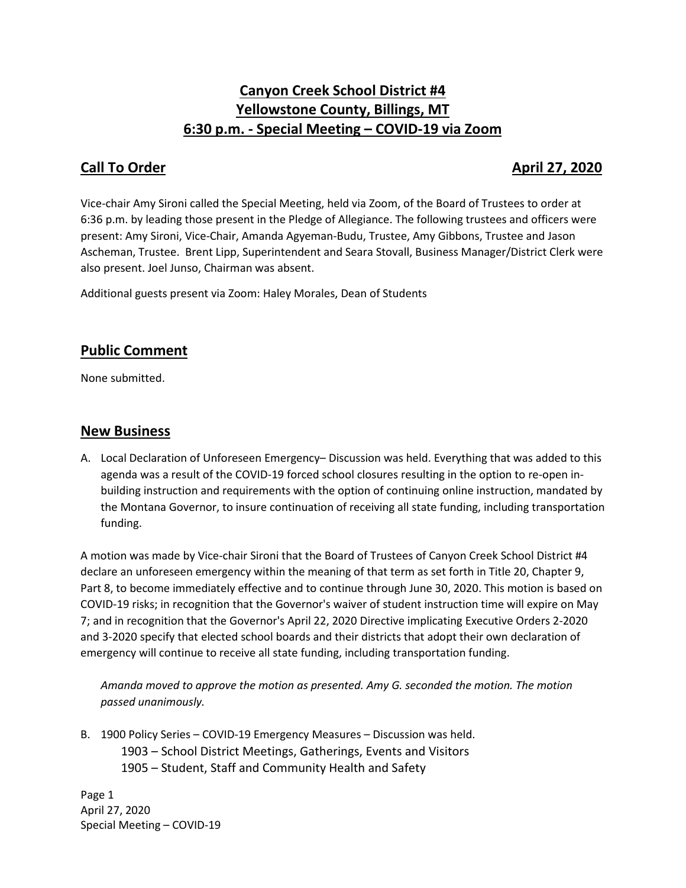# Canyon Creek School District #4
# Yellowstone County, Billings, MT
# 6:30 p.m. - Special Meeting – COVID-19 via Zoom

## Call To Order

**April 27, 2020**

Vice-chair Amy Sironi called the Special Meeting, held via Zoom, of the Board of Trustees to order at 6:36 p.m. by leading those present in the Pledge of Allegiance. The following trustees and officers were present: Amy Sironi, Vice-Chair, Amanda Agyeman-Budu, Trustee, Amy Gibbons, Trustee and Jason Ascheman, Trustee. Brent Lipp, Superintendent and Seara Stovall, Business Manager/District Clerk were also present. Joel Junso, Chairman was absent.

Additional guests present via Zoom: Haley Morales, Dean of Students

## Public Comment

None submitted.

## New Business

A. Local Declaration of Unforeseen Emergency– Discussion was held. Everything that was added to this agenda was a result of the COVID-19 forced school closures resulting in the option to re-open in-building instruction and requirements with the option of continuing online instruction, mandated by the Montana Governor, to insure continuation of receiving all state funding, including transportation funding.

A motion was made by Vice-chair Sironi that the Board of Trustees of Canyon Creek School District #4 declare an unforeseen emergency within the meaning of that term as set forth in Title 20, Chapter 9, Part 8, to become immediately effective and to continue through June 30, 2020. This motion is based on COVID-19 risks; in recognition that the Governor's waiver of student instruction time will expire on May 7; and in recognition that the Governor's April 22, 2020 Directive implicating Executive Orders 2-2020 and 3-2020 specify that elected school boards and their districts that adopt their own declaration of emergency will continue to receive all state funding, including transportation funding.

*Amanda moved to approve the motion as presented. Amy G. seconded the motion. The motion passed unanimously.*

B. 1900 Policy Series – COVID-19 Emergency Measures – Discussion was held.
   - 1903 – School District Meetings, Gatherings, Events and Visitors
   - 1905 – Student, Staff and Community Health and Safety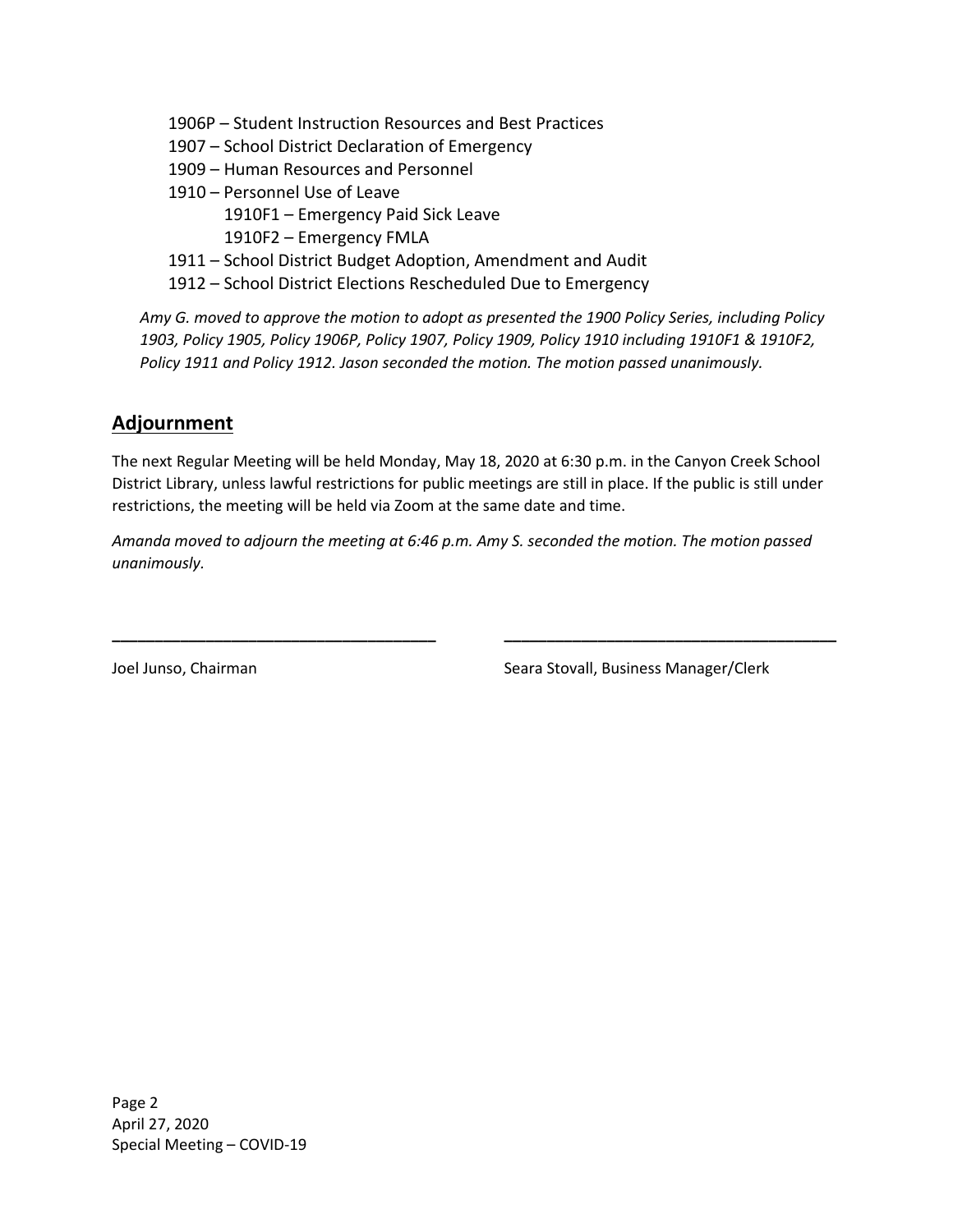- 1906P – Student Instruction Resources and Best Practices
- 1907 – School District Declaration of Emergency
- 1909 – Human Resources and Personnel
- 1910 – Personnel Use of Leave
  - 1910F1 – Emergency Paid Sick Leave
  - 1910F2 – Emergency FMLA
- 1911 – School District Budget Adoption, Amendment and Audit
- 1912 – School District Elections Rescheduled Due to Emergency

*Amy G. moved to approve the motion to adopt as presented the 1900 Policy Series, including Policy 1903, Policy 1905, Policy 1906P, Policy 1907, Policy 1909, Policy 1910 including 1910F1 & 1910F2, Policy 1911 and Policy 1912. Jason seconded the motion. The motion passed unanimously.*

## Adjournment

The next Regular Meeting will be held Monday, May 18, 2020 at 6:30 p.m. in the Canyon Creek School District Library, unless lawful restrictions for public meetings are still in place. If the public is still under restrictions, the meeting will be held via Zoom at the same date and time.

*Amanda moved to adjourn the meeting at 6:46 p.m. Amy S. seconded the motion. The motion passed unanimously.*

\_\_\_\_\_\_\_\_\_\_\_\_\_\_\_\_\_\_\_\_\_\_\_\_\_\_\_\_\_\_\_\_\_\_\_\_
Joel Junso, Chairman

\_\_\_\_\_\_\_\_\_\_\_\_\_\_\_\_\_\_\_\_\_\_\_\_\_\_\_\_\_\_\_\_\_\_\_\_
Seara Stovall, Business Manager/Clerk